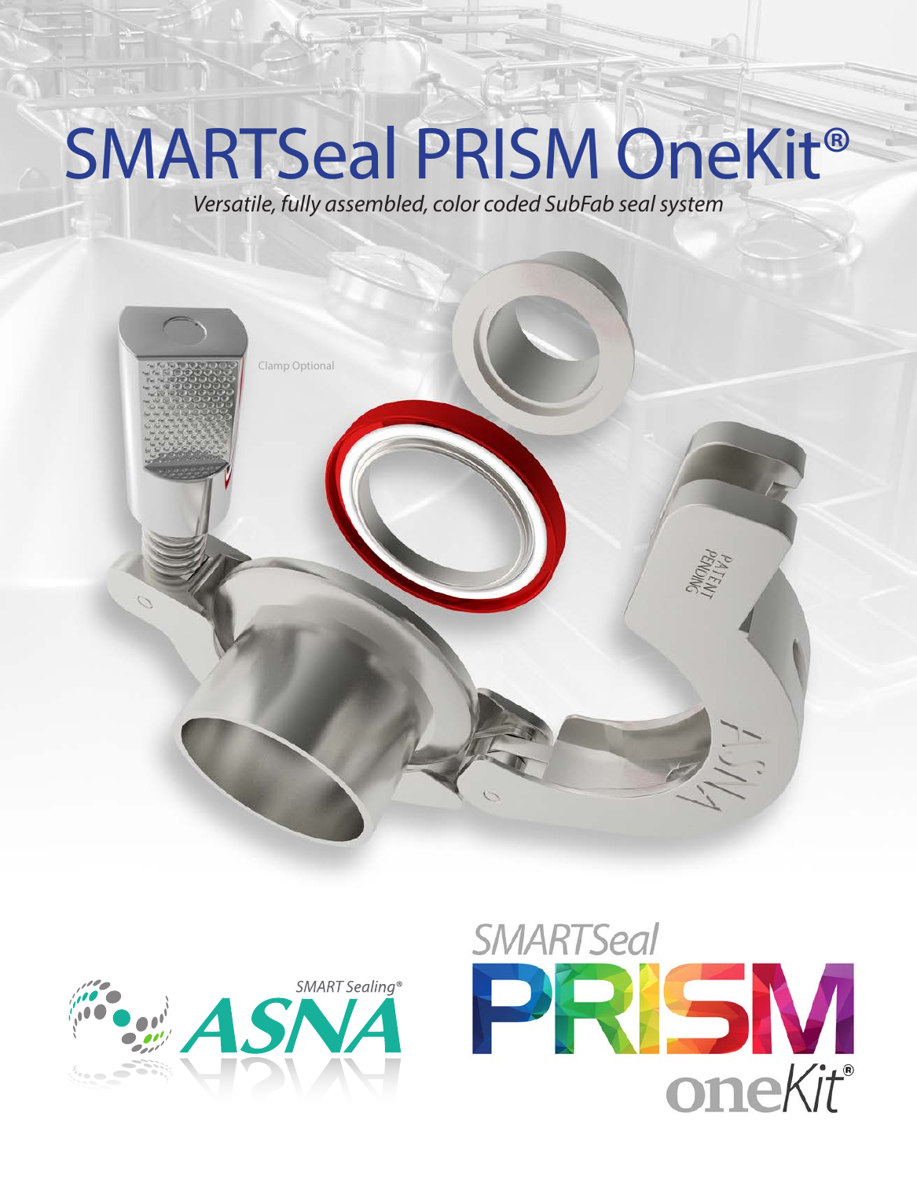# SMARTSeal PRISM OneKit®

*Versatile, fully assembled, color coded SubFab seal system*

Clamp Optional

PATENT PENDING

ASNA

SMART Sealing®

ASNA

SMARTSeal

PRISM

oneKit®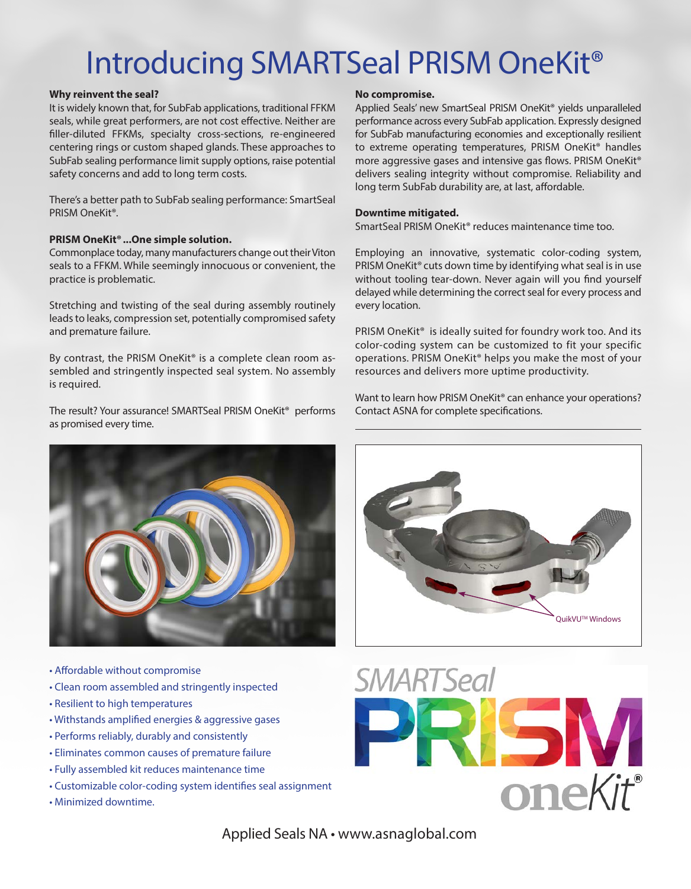# Introducing SMARTSeal PRISM OneKit®

**Why reinvent the seal?**

It is widely known that, for SubFab applications, traditional FFKM seals, while great performers, are not cost effective. Neither are filler-diluted FFKMs, specialty cross-sections, re-engineered centering rings or custom shaped glands. These approaches to SubFab sealing performance limit supply options, raise potential safety concerns and add to long term costs.

There's a better path to SubFab sealing performance: SmartSeal PRISM OneKit®.

**PRISM OneKit® ...One simple solution.**

Commonplace today, many manufacturers change out their Viton seals to a FFKM. While seemingly innocuous or convenient, the practice is problematic.

Stretching and twisting of the seal during assembly routinely leads to leaks, compression set, potentially compromised safety and premature failure.

By contrast, the PRISM OneKit® is a complete clean room assembled and stringently inspected seal system. No assembly is required.

The result? Your assurance! SMARTSeal PRISM OneKit® performs as promised every time.

**No compromise.**

Applied Seals' new SmartSeal PRISM OneKit® yields unparalleled performance across every SubFab application. Expressly designed for SubFab manufacturing economies and exceptionally resilient to extreme operating temperatures, PRISM OneKit® handles more aggressive gases and intensive gas flows. PRISM OneKit® delivers sealing integrity without compromise. Reliability and long term SubFab durability are, at last, affordable.

**Downtime mitigated.**

SmartSeal PRISM OneKit® reduces maintenance time too.

Employing an innovative, systematic color-coding system, PRISM OneKit® cuts down time by identifying what seal is in use without tooling tear-down. Never again will you find yourself delayed while determining the correct seal for every process and every location.

PRISM OneKit® is ideally suited for foundry work too. And its color-coding system can be customized to fit your specific operations. PRISM OneKit® helps you make the most of your resources and delivers more uptime productivity.

Want to learn how PRISM OneKit® can enhance your operations? Contact ASNA for complete specifications.

QuikVU™ Windows

- Affordable without compromise
- Clean room assembled and stringently inspected
- Resilient to high temperatures
- Withstands amplified energies & aggressive gases
- Performs reliably, durably and consistently
- Eliminates common causes of premature failure
- Fully assembled kit reduces maintenance time
- Customizable color-coding system identifies seal assignment
- Minimized downtime.

SMARTSeal PRISM oneKit®

Applied Seals NA • www.asnaglobal.com